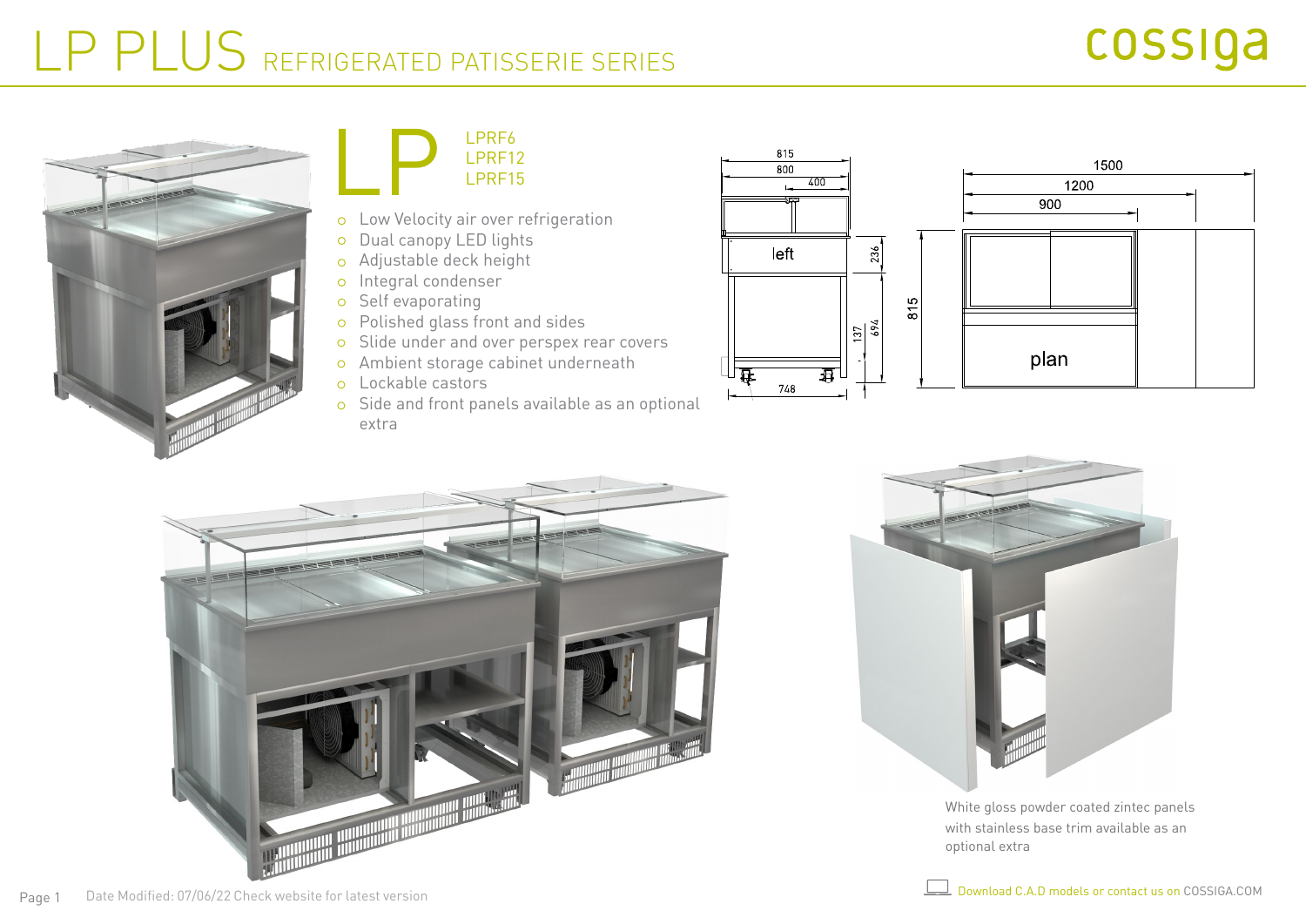# LP PLUS REFRIGERATED PATISSERIE SERIES

cossiga

## LP

LPRF6
LPRF12
LPRF15

- Low Velocity air over refrigeration
- Dual canopy LED lights
- Adjustable deck height
- Integral condenser
- Self evaporating
- Polished glass front and sides
- Slide under and over perspex rear covers
- Ambient storage cabinet underneath
- Lockable castors
- Side and front panels available as an optional extra

815
800
400
left
236
137
694
748
815

1500
1200
900
plan

White gloss powder coated zintec panels with stainless base trim available as an optional extra

Date Modified: 07/06/22 Check website for latest version

Download C.A.D models or contact us on COSSIGA.COM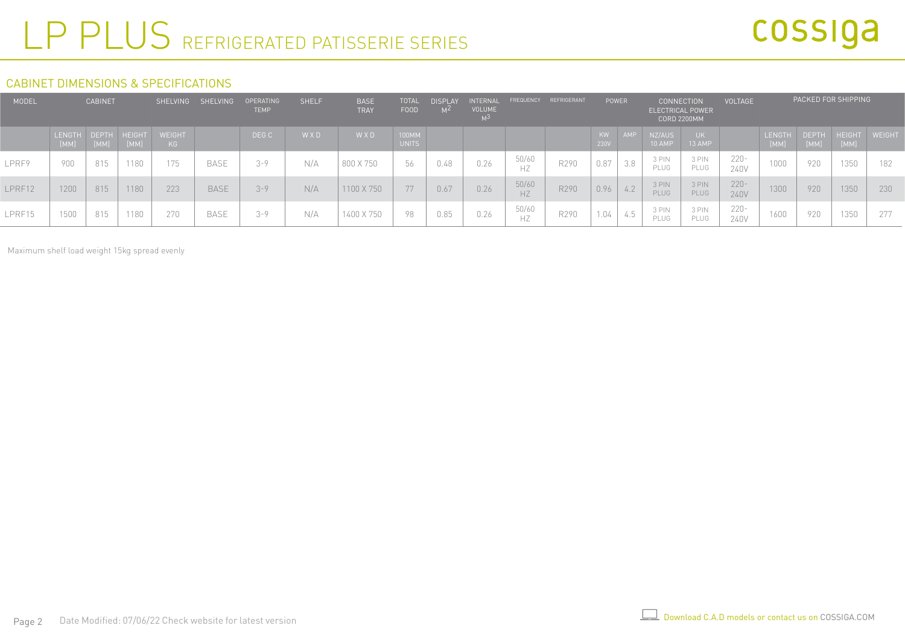# LP PLUS REFRIGERATED PATISSERIE SERIES

cossiga

## CABINET DIMENSIONS & SPECIFICATIONS

| MODEL | CABINET | | | SHELVING | SHELVING | OPERATING TEMP | SHELF | BASE TRAY | TOTAL FOOD | DISPLAY $M^2$ | INTERNAL VOLUME $M^3$ | FREQUENCY | REFRIGERANT | POWER | | CONNECTION ELECTRICAL POWER CORD 2200MM | | VOLTAGE | PACKED FOR SHIPPING | | | |
|---|---|---|---|---|---|---|---|---|---|---|---|---|---|---|---|---|---|---|---|---|---|---|
| | LENGTH [MM] | DEPTH [MM] | HEIGHT [MM] | WEIGHT KG | | DEG C | W X D | W X D | 100MM UNITS | | | | | KW 230V | AMP | NZ/AUS 10 AMP | UK 13 AMP | | LENGTH [MM] | DEPTH [MM] | HEIGHT [MM] | WEIGHT |
| LPRF9 | 900 | 815 | 1180 | 175 | BASE | 3-9 | N/A | 800 X 750 | 56 | 0.48 | 0.26 | 50/60 HZ | R290 | 0.87 | 3.8 | 3 PIN PLUG | 3 PIN PLUG | 220-240V | 1000 | 920 | 1350 | 182 |
| LPRF12 | 1200 | 815 | 1180 | 223 | BASE | 3-9 | N/A | 1100 X 750 | 77 | 0.67 | 0.26 | 50/60 HZ | R290 | 0.96 | 4.2 | 3 PIN PLUG | 3 PIN PLUG | 220-240V | 1300 | 920 | 1350 | 230 |
| LPRF15 | 1500 | 815 | 1180 | 270 | BASE | 3-9 | N/A | 1400 X 750 | 98 | 0.85 | 0.26 | 50/60 HZ | R290 | 1.04 | 4.5 | 3 PIN PLUG | 3 PIN PLUG | 220-240V | 1600 | 920 | 1350 | 277 |

Maximum shelf load weight 15kg spread evenly

Date Modified: 07/06/22 Check website for latest version

Download C.A.D models or contact us on COSSIGA.COM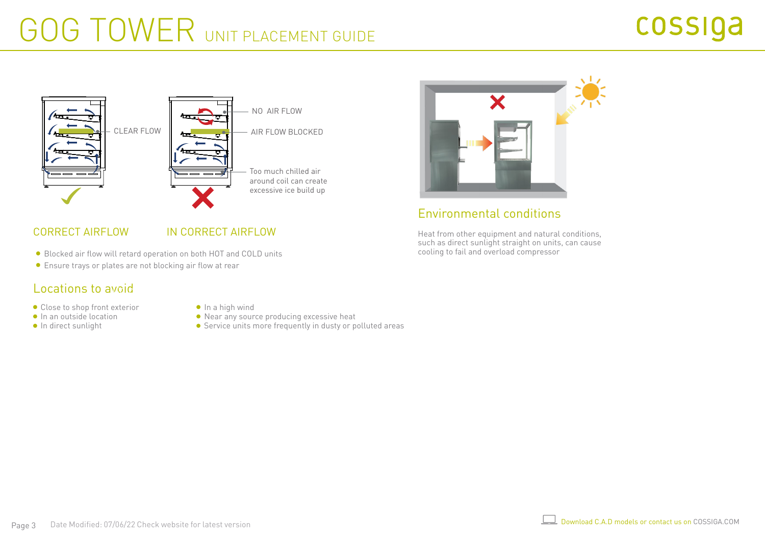# GOG TOWER UNIT PLACEMENT GUIDE

cossiga

CLEAR FLOW

NO AIR FLOW

AIR FLOW BLOCKED

Too much chilled air around coil can create excessive ice build up

CORRECT AIRFLOW

IN CORRECT AIRFLOW

- Blocked air flow will retard operation on both HOT and COLD units
- Ensure trays or plates are not blocking air flow at rear

## Locations to avoid

- Close to shop front exterior
- In an outside location
- In direct sunlight
- In a high wind
- Near any source producing excessive heat
- Service units more frequently in dusty or polluted areas

## Environmental conditions

Heat from other equipment and natural conditions, such as direct sunlight straight on units, can cause cooling to fail and overload compressor

Date Modified: 07/06/22 Check website for latest version

Download C.A.D models or contact us on COSSIGA.COM